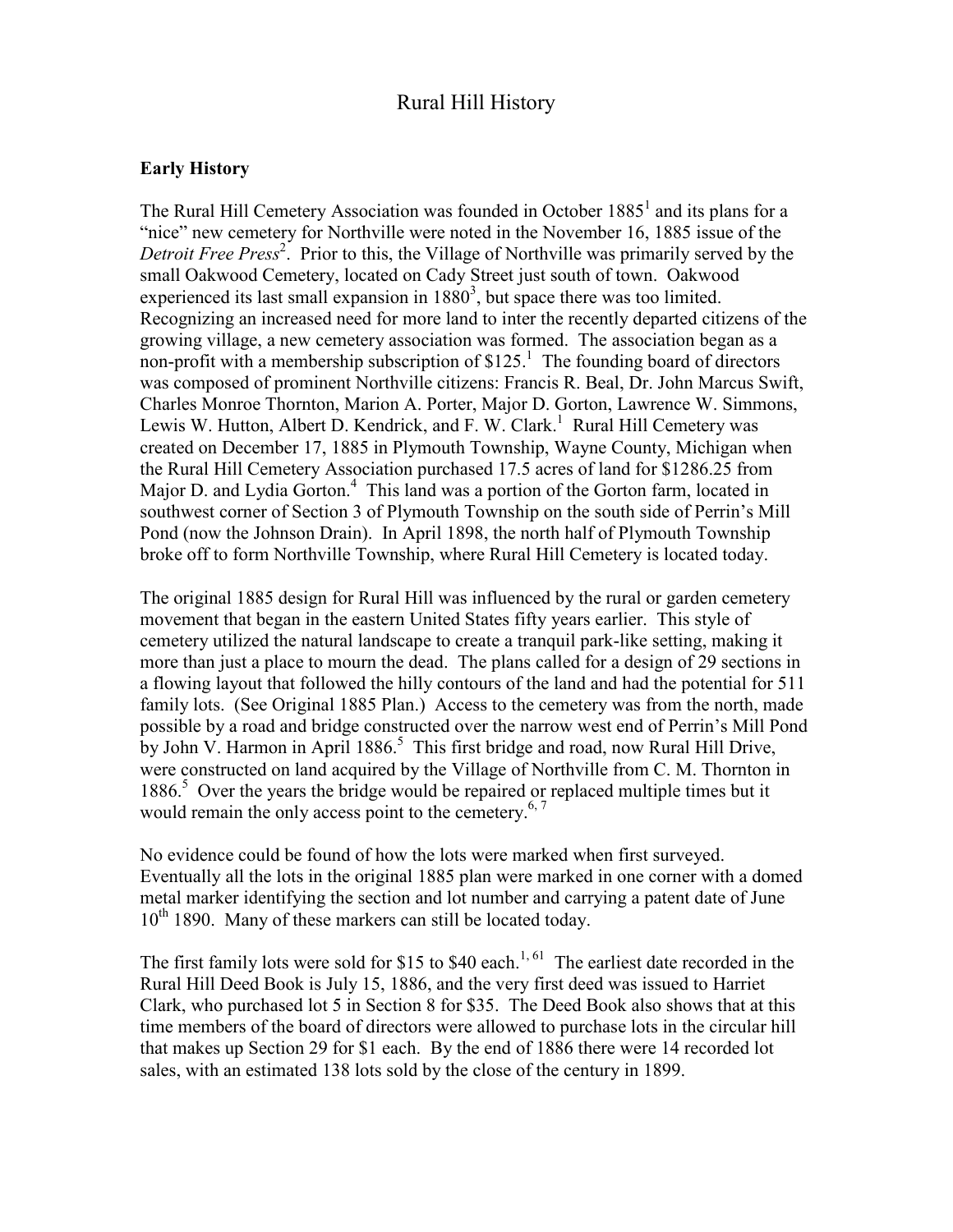# Rural Hill History

## Early History

The Rural Hill Cemetery Association was founded in October 1885[1] and its plans for a "nice" new cemetery for Northville were noted in the November 16, 1885 issue of the *Detroit Free Press*[2]. Prior to this, the Village of Northville was primarily served by the small Oakwood Cemetery, located on Cady Street just south of town. Oakwood experienced its last small expansion in 1880[3], but space there was too limited. Recognizing an increased need for more land to inter the recently departed citizens of the growing village, a new cemetery association was formed. The association began as a non-profit with a membership subscription of $125.[1] The founding board of directors was composed of prominent Northville citizens: Francis R. Beal, Dr. John Marcus Swift, Charles Monroe Thornton, Marion A. Porter, Major D. Gorton, Lawrence W. Simmons, Lewis W. Hutton, Albert D. Kendrick, and F. W. Clark.[1] Rural Hill Cemetery was created on December 17, 1885 in Plymouth Township, Wayne County, Michigan when the Rural Hill Cemetery Association purchased 17.5 acres of land for $1286.25 from Major D. and Lydia Gorton.[4] This land was a portion of the Gorton farm, located in southwest corner of Section 3 of Plymouth Township on the south side of Perrin's Mill Pond (now the Johnson Drain). In April 1898, the north half of Plymouth Township broke off to form Northville Township, where Rural Hill Cemetery is located today.

The original 1885 design for Rural Hill was influenced by the rural or garden cemetery movement that began in the eastern United States fifty years earlier. This style of cemetery utilized the natural landscape to create a tranquil park-like setting, making it more than just a place to mourn the dead. The plans called for a design of 29 sections in a flowing layout that followed the hilly contours of the land and had the potential for 511 family lots. (See Original 1885 Plan.) Access to the cemetery was from the north, made possible by a road and bridge constructed over the narrow west end of Perrin's Mill Pond by John V. Harmon in April 1886.[5] This first bridge and road, now Rural Hill Drive, were constructed on land acquired by the Village of Northville from C. M. Thornton in 1886.[5] Over the years the bridge would be repaired or replaced multiple times but it would remain the only access point to the cemetery.[6, 7]

No evidence could be found of how the lots were marked when first surveyed. Eventually all the lots in the original 1885 plan were marked in one corner with a domed metal marker identifying the section and lot number and carrying a patent date of June 10th 1890. Many of these markers can still be located today.

The first family lots were sold for $15 to $40 each.[1, 61] The earliest date recorded in the Rural Hill Deed Book is July 15, 1886, and the very first deed was issued to Harriet Clark, who purchased lot 5 in Section 8 for $35. The Deed Book also shows that at this time members of the board of directors were allowed to purchase lots in the circular hill that makes up Section 29 for $1 each. By the end of 1886 there were 14 recorded lot sales, with an estimated 138 lots sold by the close of the century in 1899.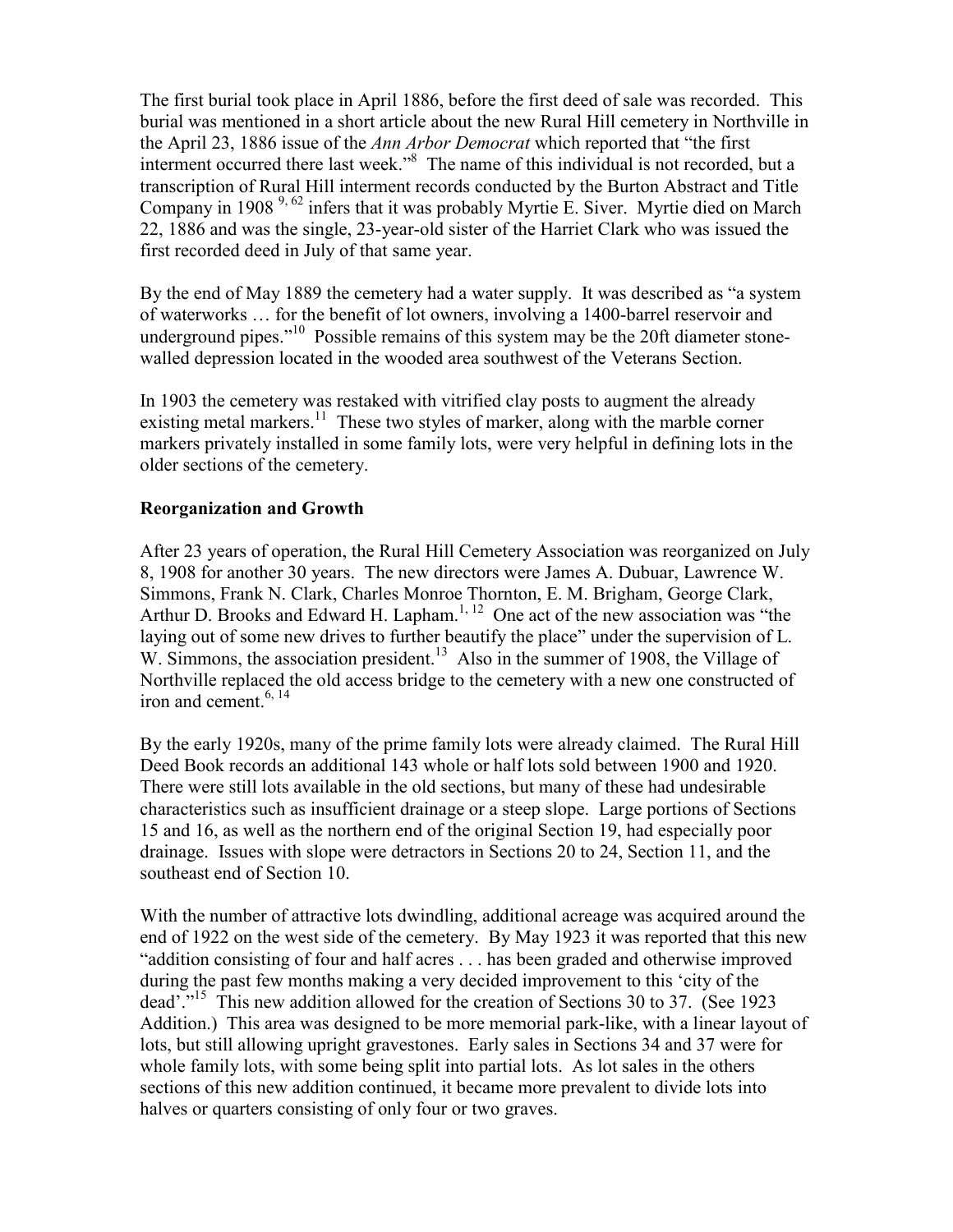The first burial took place in April 1886, before the first deed of sale was recorded. This burial was mentioned in a short article about the new Rural Hill cemetery in Northville in the April 23, 1886 issue of the *Ann Arbor Democrat* which reported that "the first interment occurred there last week."[8] The name of this individual is not recorded, but a transcription of Rural Hill interment records conducted by the Burton Abstract and Title Company in 1908 [9, 62] infers that it was probably Myrtie E. Siver. Myrtie died on March 22, 1886 and was the single, 23-year-old sister of the Harriet Clark who was issued the first recorded deed in July of that same year.

By the end of May 1889 the cemetery had a water supply. It was described as "a system of waterworks … for the benefit of lot owners, involving a 1400-barrel reservoir and underground pipes."[10] Possible remains of this system may be the 20ft diameter stone-walled depression located in the wooded area southwest of the Veterans Section.

In 1903 the cemetery was restaked with vitrified clay posts to augment the already existing metal markers.[11] These two styles of marker, along with the marble corner markers privately installed in some family lots, were very helpful in defining lots in the older sections of the cemetery.

## Reorganization and Growth

After 23 years of operation, the Rural Hill Cemetery Association was reorganized on July 8, 1908 for another 30 years. The new directors were James A. Dubuar, Lawrence W. Simmons, Frank N. Clark, Charles Monroe Thornton, E. M. Brigham, George Clark, Arthur D. Brooks and Edward H. Lapham.[1, 12] One act of the new association was "the laying out of some new drives to further beautify the place" under the supervision of L. W. Simmons, the association president.[13] Also in the summer of 1908, the Village of Northville replaced the old access bridge to the cemetery with a new one constructed of iron and cement.[6, 14]

By the early 1920s, many of the prime family lots were already claimed. The Rural Hill Deed Book records an additional 143 whole or half lots sold between 1900 and 1920. There were still lots available in the old sections, but many of these had undesirable characteristics such as insufficient drainage or a steep slope. Large portions of Sections 15 and 16, as well as the northern end of the original Section 19, had especially poor drainage. Issues with slope were detractors in Sections 20 to 24, Section 11, and the southeast end of Section 10.

With the number of attractive lots dwindling, additional acreage was acquired around the end of 1922 on the west side of the cemetery. By May 1923 it was reported that this new "addition consisting of four and half acres . . . has been graded and otherwise improved during the past few months making a very decided improvement to this 'city of the dead'."[15] This new addition allowed for the creation of Sections 30 to 37. (See 1923 Addition.) This area was designed to be more memorial park-like, with a linear layout of lots, but still allowing upright gravestones. Early sales in Sections 34 and 37 were for whole family lots, with some being split into partial lots. As lot sales in the others sections of this new addition continued, it became more prevalent to divide lots into halves or quarters consisting of only four or two graves.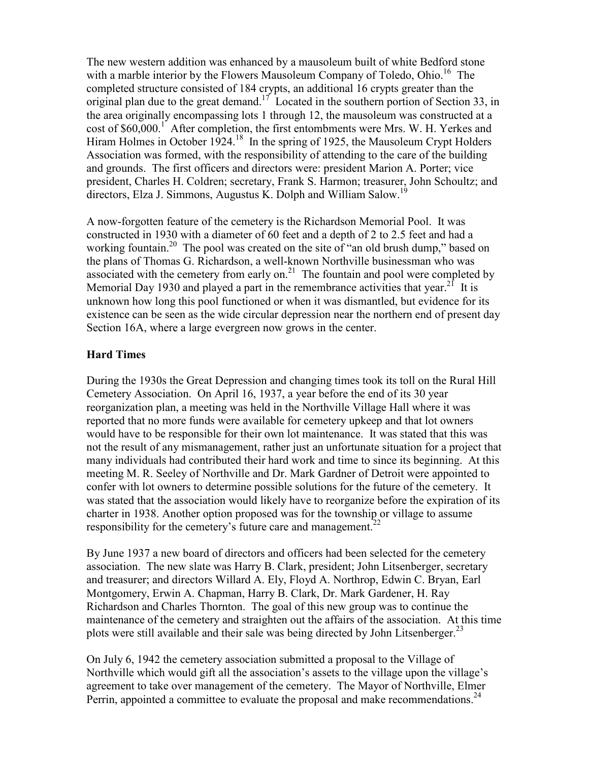The new western addition was enhanced by a mausoleum built of white Bedford stone with a marble interior by the Flowers Mausoleum Company of Toledo, Ohio.[16] The completed structure consisted of 184 crypts, an additional 16 crypts greater than the original plan due to the great demand.[17] Located in the southern portion of Section 33, in the area originally encompassing lots 1 through 12, the mausoleum was constructed at a cost of $60,000.[1] After completion, the first entombments were Mrs. W. H. Yerkes and Hiram Holmes in October 1924.[18] In the spring of 1925, the Mausoleum Crypt Holders Association was formed, with the responsibility of attending to the care of the building and grounds. The first officers and directors were: president Marion A. Porter; vice president, Charles H. Coldren; secretary, Frank S. Harmon; treasurer, John Schoultz; and directors, Elza J. Simmons, Augustus K. Dolph and William Salow.[19]

A now-forgotten feature of the cemetery is the Richardson Memorial Pool. It was constructed in 1930 with a diameter of 60 feet and a depth of 2 to 2.5 feet and had a working fountain.[20] The pool was created on the site of "an old brush dump," based on the plans of Thomas G. Richardson, a well-known Northville businessman who was associated with the cemetery from early on.[21] The fountain and pool were completed by Memorial Day 1930 and played a part in the remembrance activities that year.[21] It is unknown how long this pool functioned or when it was dismantled, but evidence for its existence can be seen as the wide circular depression near the northern end of present day Section 16A, where a large evergreen now grows in the center.

## Hard Times

During the 1930s the Great Depression and changing times took its toll on the Rural Hill Cemetery Association. On April 16, 1937, a year before the end of its 30 year reorganization plan, a meeting was held in the Northville Village Hall where it was reported that no more funds were available for cemetery upkeep and that lot owners would have to be responsible for their own lot maintenance. It was stated that this was not the result of any mismanagement, rather just an unfortunate situation for a project that many individuals had contributed their hard work and time to since its beginning. At this meeting M. R. Seeley of Northville and Dr. Mark Gardner of Detroit were appointed to confer with lot owners to determine possible solutions for the future of the cemetery. It was stated that the association would likely have to reorganize before the expiration of its charter in 1938. Another option proposed was for the township or village to assume responsibility for the cemetery's future care and management.[22]

By June 1937 a new board of directors and officers had been selected for the cemetery association. The new slate was Harry B. Clark, president; John Litsenberger, secretary and treasurer; and directors Willard A. Ely, Floyd A. Northrop, Edwin C. Bryan, Earl Montgomery, Erwin A. Chapman, Harry B. Clark, Dr. Mark Gardener, H. Ray Richardson and Charles Thornton. The goal of this new group was to continue the maintenance of the cemetery and straighten out the affairs of the association. At this time plots were still available and their sale was being directed by John Litsenberger.[23]

On July 6, 1942 the cemetery association submitted a proposal to the Village of Northville which would gift all the association's assets to the village upon the village's agreement to take over management of the cemetery. The Mayor of Northville, Elmer Perrin, appointed a committee to evaluate the proposal and make recommendations.[24]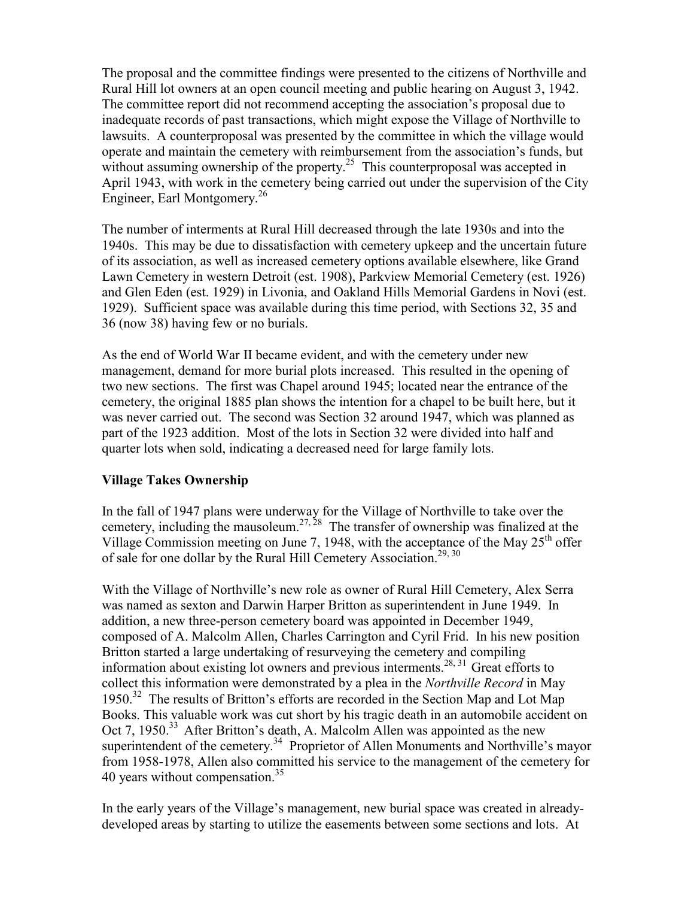The proposal and the committee findings were presented to the citizens of Northville and Rural Hill lot owners at an open council meeting and public hearing on August 3, 1942. The committee report did not recommend accepting the association's proposal due to inadequate records of past transactions, which might expose the Village of Northville to lawsuits. A counterproposal was presented by the committee in which the village would operate and maintain the cemetery with reimbursement from the association's funds, but without assuming ownership of the property.[25] This counterproposal was accepted in April 1943, with work in the cemetery being carried out under the supervision of the City Engineer, Earl Montgomery.[26]

The number of interments at Rural Hill decreased through the late 1930s and into the 1940s. This may be due to dissatisfaction with cemetery upkeep and the uncertain future of its association, as well as increased cemetery options available elsewhere, like Grand Lawn Cemetery in western Detroit (est. 1908), Parkview Memorial Cemetery (est. 1926) and Glen Eden (est. 1929) in Livonia, and Oakland Hills Memorial Gardens in Novi (est. 1929). Sufficient space was available during this time period, with Sections 32, 35 and 36 (now 38) having few or no burials.

As the end of World War II became evident, and with the cemetery under new management, demand for more burial plots increased. This resulted in the opening of two new sections. The first was Chapel around 1945; located near the entrance of the cemetery, the original 1885 plan shows the intention for a chapel to be built here, but it was never carried out. The second was Section 32 around 1947, which was planned as part of the 1923 addition. Most of the lots in Section 32 were divided into half and quarter lots when sold, indicating a decreased need for large family lots.

**Village Takes Ownership**

In the fall of 1947 plans were underway for the Village of Northville to take over the cemetery, including the mausoleum.[27, 28] The transfer of ownership was finalized at the Village Commission meeting on June 7, 1948, with the acceptance of the May 25th offer of sale for one dollar by the Rural Hill Cemetery Association.[29, 30]

With the Village of Northville's new role as owner of Rural Hill Cemetery, Alex Serra was named as sexton and Darwin Harper Britton as superintendent in June 1949. In addition, a new three-person cemetery board was appointed in December 1949, composed of A. Malcolm Allen, Charles Carrington and Cyril Frid. In his new position Britton started a large undertaking of resurveying the cemetery and compiling information about existing lot owners and previous interments.[28, 31] Great efforts to collect this information were demonstrated by a plea in the *Northville Record* in May 1950.[32] The results of Britton's efforts are recorded in the Section Map and Lot Map Books. This valuable work was cut short by his tragic death in an automobile accident on Oct 7, 1950.[33] After Britton's death, A. Malcolm Allen was appointed as the new superintendent of the cemetery.[34] Proprietor of Allen Monuments and Northville's mayor from 1958-1978, Allen also committed his service to the management of the cemetery for 40 years without compensation.[35]

In the early years of the Village's management, new burial space was created in already-developed areas by starting to utilize the easements between some sections and lots. At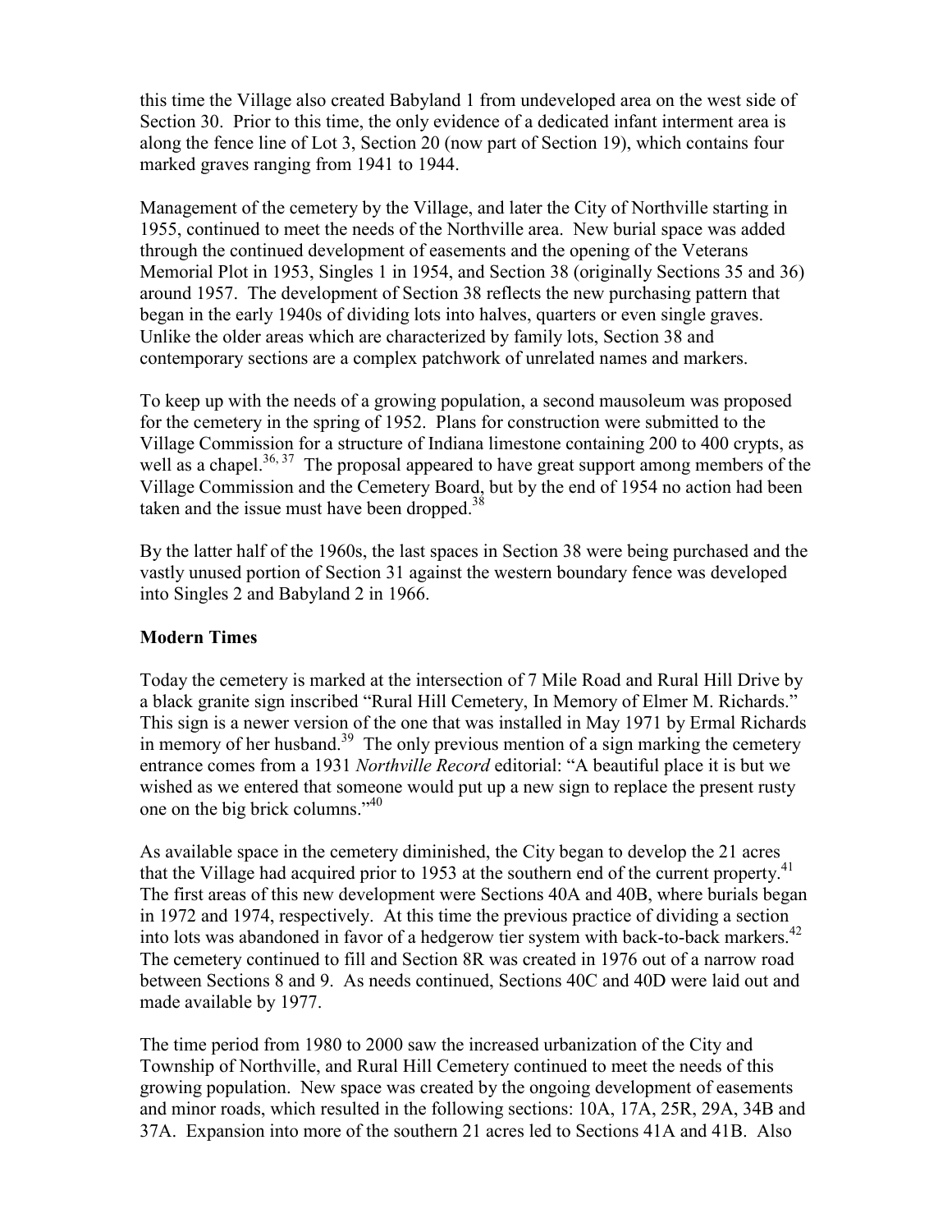this time the Village also created Babyland 1 from undeveloped area on the west side of Section 30. Prior to this time, the only evidence of a dedicated infant interment area is along the fence line of Lot 3, Section 20 (now part of Section 19), which contains four marked graves ranging from 1941 to 1944.

Management of the cemetery by the Village, and later the City of Northville starting in 1955, continued to meet the needs of the Northville area. New burial space was added through the continued development of easements and the opening of the Veterans Memorial Plot in 1953, Singles 1 in 1954, and Section 38 (originally Sections 35 and 36) around 1957. The development of Section 38 reflects the new purchasing pattern that began in the early 1940s of dividing lots into halves, quarters or even single graves. Unlike the older areas which are characterized by family lots, Section 38 and contemporary sections are a complex patchwork of unrelated names and markers.

To keep up with the needs of a growing population, a second mausoleum was proposed for the cemetery in the spring of 1952. Plans for construction were submitted to the Village Commission for a structure of Indiana limestone containing 200 to 400 crypts, as well as a chapel.[36, 37] The proposal appeared to have great support among members of the Village Commission and the Cemetery Board, but by the end of 1954 no action had been taken and the issue must have been dropped.[38]

By the latter half of the 1960s, the last spaces in Section 38 were being purchased and the vastly unused portion of Section 31 against the western boundary fence was developed into Singles 2 and Babyland 2 in 1966.

## Modern Times

Today the cemetery is marked at the intersection of 7 Mile Road and Rural Hill Drive by a black granite sign inscribed "Rural Hill Cemetery, In Memory of Elmer M. Richards." This sign is a newer version of the one that was installed in May 1971 by Ermal Richards in memory of her husband.[39] The only previous mention of a sign marking the cemetery entrance comes from a 1931 *Northville Record* editorial: "A beautiful place it is but we wished as we entered that someone would put up a new sign to replace the present rusty one on the big brick columns."[40]

As available space in the cemetery diminished, the City began to develop the 21 acres that the Village had acquired prior to 1953 at the southern end of the current property.[41] The first areas of this new development were Sections 40A and 40B, where burials began in 1972 and 1974, respectively. At this time the previous practice of dividing a section into lots was abandoned in favor of a hedgerow tier system with back-to-back markers.[42] The cemetery continued to fill and Section 8R was created in 1976 out of a narrow road between Sections 8 and 9. As needs continued, Sections 40C and 40D were laid out and made available by 1977.

The time period from 1980 to 2000 saw the increased urbanization of the City and Township of Northville, and Rural Hill Cemetery continued to meet the needs of this growing population. New space was created by the ongoing development of easements and minor roads, which resulted in the following sections: 10A, 17A, 25R, 29A, 34B and 37A. Expansion into more of the southern 21 acres led to Sections 41A and 41B. Also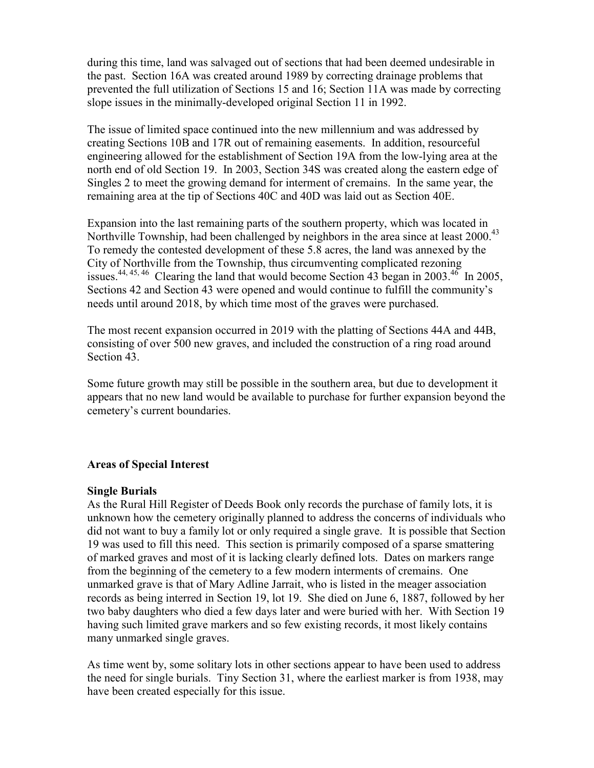during this time, land was salvaged out of sections that had been deemed undesirable in the past. Section 16A was created around 1989 by correcting drainage problems that prevented the full utilization of Sections 15 and 16; Section 11A was made by correcting slope issues in the minimally-developed original Section 11 in 1992.

The issue of limited space continued into the new millennium and was addressed by creating Sections 10B and 17R out of remaining easements. In addition, resourceful engineering allowed for the establishment of Section 19A from the low-lying area at the north end of old Section 19. In 2003, Section 34S was created along the eastern edge of Singles 2 to meet the growing demand for interment of cremains. In the same year, the remaining area at the tip of Sections 40C and 40D was laid out as Section 40E.

Expansion into the last remaining parts of the southern property, which was located in Northville Township, had been challenged by neighbors in the area since at least 2000.[43] To remedy the contested development of these 5.8 acres, the land was annexed by the City of Northville from the Township, thus circumventing complicated rezoning issues.[44, 45, 46] Clearing the land that would become Section 43 began in 2003.[46] In 2005, Sections 42 and Section 43 were opened and would continue to fulfill the community's needs until around 2018, by which time most of the graves were purchased.

The most recent expansion occurred in 2019 with the platting of Sections 44A and 44B, consisting of over 500 new graves, and included the construction of a ring road around Section 43.

Some future growth may still be possible in the southern area, but due to development it appears that no new land would be available to purchase for further expansion beyond the cemetery's current boundaries.

## Areas of Special Interest

### Single Burials

As the Rural Hill Register of Deeds Book only records the purchase of family lots, it is unknown how the cemetery originally planned to address the concerns of individuals who did not want to buy a family lot or only required a single grave. It is possible that Section 19 was used to fill this need. This section is primarily composed of a sparse smattering of marked graves and most of it is lacking clearly defined lots. Dates on markers range from the beginning of the cemetery to a few modern interments of cremains. One unmarked grave is that of Mary Adline Jarrait, who is listed in the meager association records as being interred in Section 19, lot 19. She died on June 6, 1887, followed by her two baby daughters who died a few days later and were buried with her. With Section 19 having such limited grave markers and so few existing records, it most likely contains many unmarked single graves.

As time went by, some solitary lots in other sections appear to have been used to address the need for single burials. Tiny Section 31, where the earliest marker is from 1938, may have been created especially for this issue.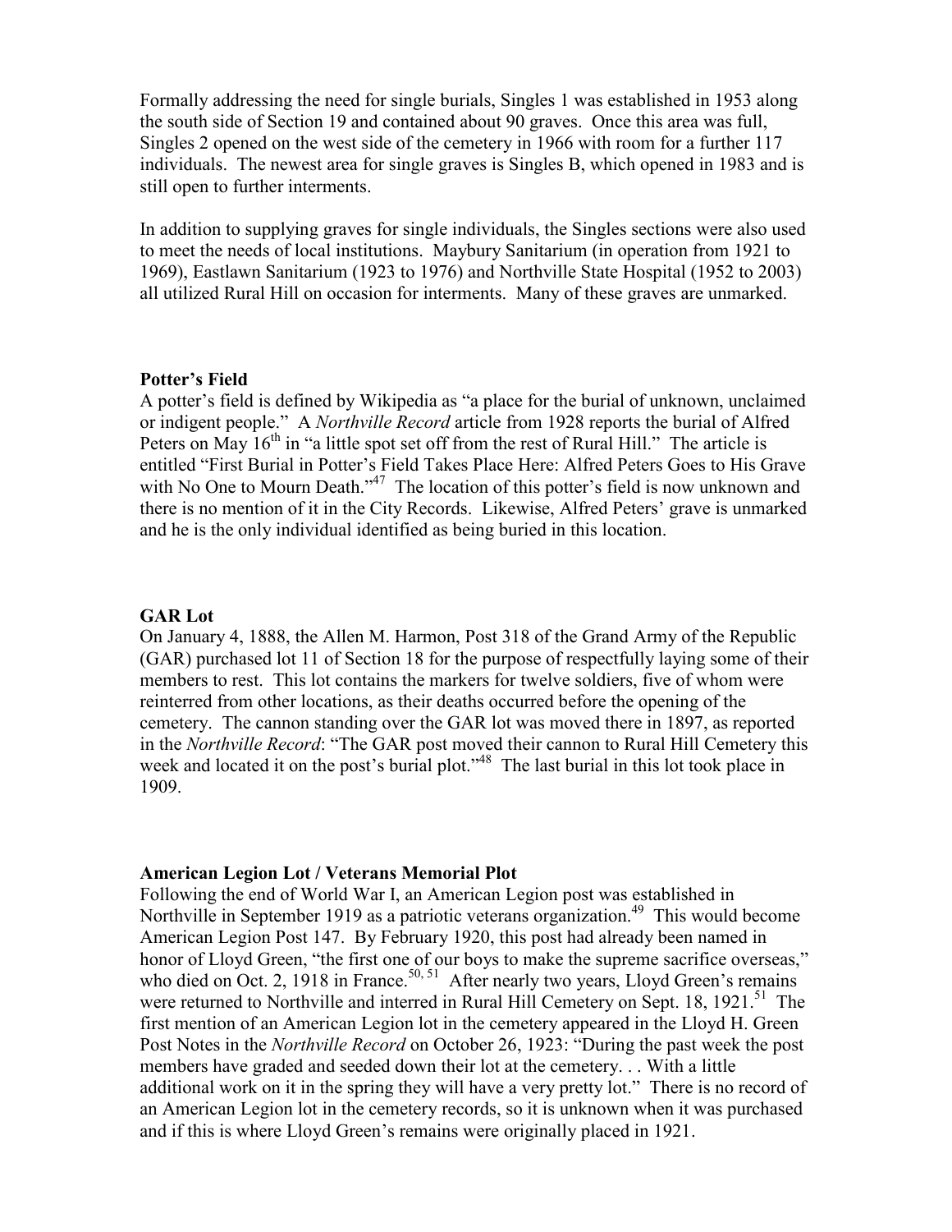Formally addressing the need for single burials, Singles 1 was established in 1953 along the south side of Section 19 and contained about 90 graves. Once this area was full, Singles 2 opened on the west side of the cemetery in 1966 with room for a further 117 individuals. The newest area for single graves is Singles B, which opened in 1983 and is still open to further interments.

In addition to supplying graves for single individuals, the Singles sections were also used to meet the needs of local institutions. Maybury Sanitarium (in operation from 1921 to 1969), Eastlawn Sanitarium (1923 to 1976) and Northville State Hospital (1952 to 2003) all utilized Rural Hill on occasion for interments. Many of these graves are unmarked.

**Potter's Field**

A potter's field is defined by Wikipedia as "a place for the burial of unknown, unclaimed or indigent people." A *Northville Record* article from 1928 reports the burial of Alfred Peters on May 16th in "a little spot set off from the rest of Rural Hill." The article is entitled "First Burial in Potter's Field Takes Place Here: Alfred Peters Goes to His Grave with No One to Mourn Death."[47] The location of this potter's field is now unknown and there is no mention of it in the City Records. Likewise, Alfred Peters' grave is unmarked and he is the only individual identified as being buried in this location.

**GAR Lot**

On January 4, 1888, the Allen M. Harmon, Post 318 of the Grand Army of the Republic (GAR) purchased lot 11 of Section 18 for the purpose of respectfully laying some of their members to rest. This lot contains the markers for twelve soldiers, five of whom were reinterred from other locations, as their deaths occurred before the opening of the cemetery. The cannon standing over the GAR lot was moved there in 1897, as reported in the *Northville Record*: "The GAR post moved their cannon to Rural Hill Cemetery this week and located it on the post's burial plot."[48] The last burial in this lot took place in 1909.

**American Legion Lot / Veterans Memorial Plot**

Following the end of World War I, an American Legion post was established in Northville in September 1919 as a patriotic veterans organization.[49] This would become American Legion Post 147. By February 1920, this post had already been named in honor of Lloyd Green, "the first one of our boys to make the supreme sacrifice overseas," who died on Oct. 2, 1918 in France.[50, 51] After nearly two years, Lloyd Green's remains were returned to Northville and interred in Rural Hill Cemetery on Sept. 18, 1921.[51] The first mention of an American Legion lot in the cemetery appeared in the Lloyd H. Green Post Notes in the *Northville Record* on October 26, 1923: "During the past week the post members have graded and seeded down their lot at the cemetery. . . With a little additional work on it in the spring they will have a very pretty lot." There is no record of an American Legion lot in the cemetery records, so it is unknown when it was purchased and if this is where Lloyd Green's remains were originally placed in 1921.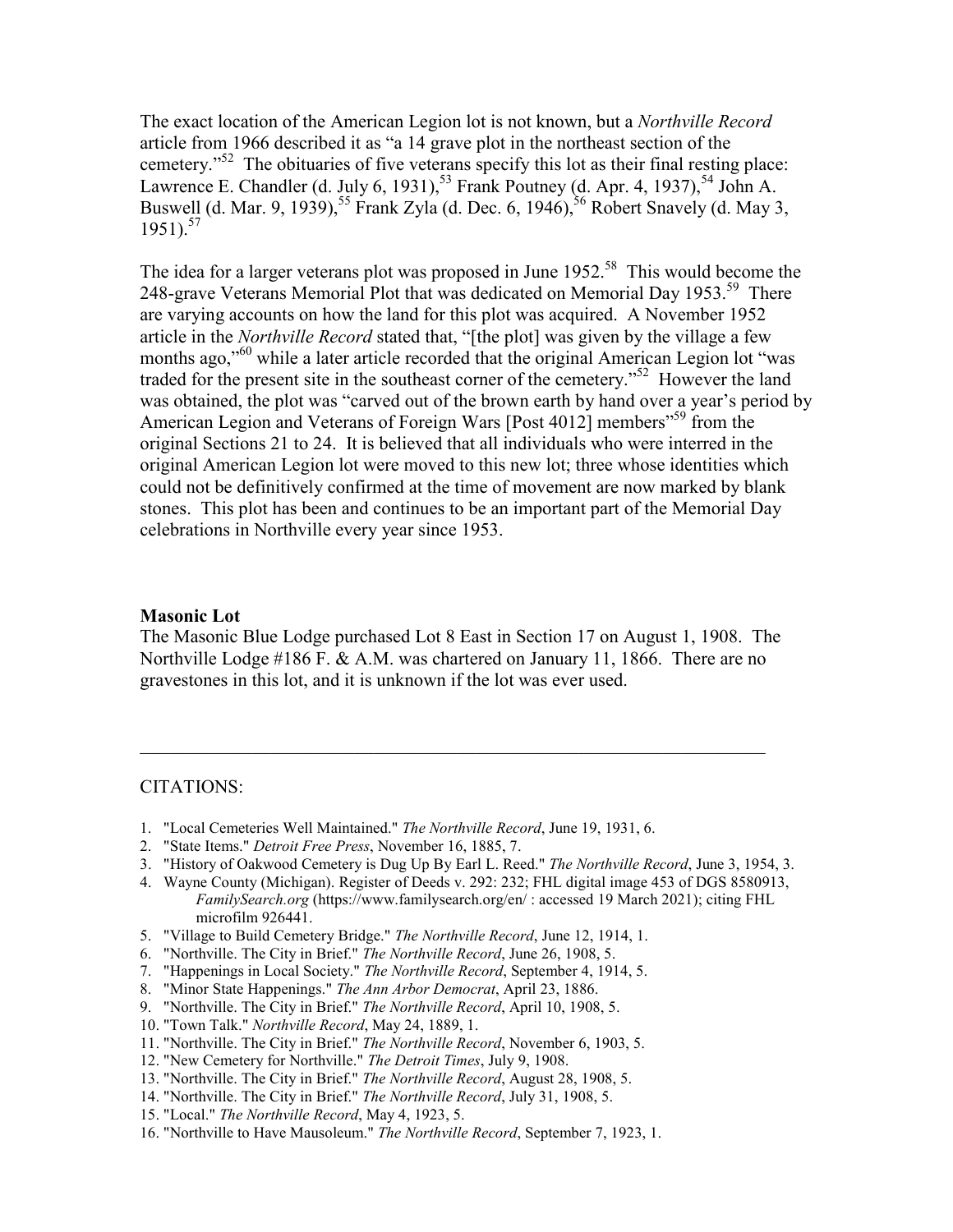The exact location of the American Legion lot is not known, but a *Northville Record* article from 1966 described it as "a 14 grave plot in the northeast section of the cemetery."[52] The obituaries of five veterans specify this lot as their final resting place: Lawrence E. Chandler (d. July 6, 1931),[53] Frank Poutney (d. Apr. 4, 1937),[54] John A. Buswell (d. Mar. 9, 1939),[55] Frank Zyla (d. Dec. 6, 1946),[56] Robert Snavely (d. May 3, 1951).[57]

The idea for a larger veterans plot was proposed in June 1952.[58] This would become the 248-grave Veterans Memorial Plot that was dedicated on Memorial Day 1953.[59] There are varying accounts on how the land for this plot was acquired. A November 1952 article in the *Northville Record* stated that, "[the plot] was given by the village a few months ago,"[60] while a later article recorded that the original American Legion lot "was traded for the present site in the southeast corner of the cemetery."[52] However the land was obtained, the plot was "carved out of the brown earth by hand over a year's period by American Legion and Veterans of Foreign Wars [Post 4012] members"[59] from the original Sections 21 to 24. It is believed that all individuals who were interred in the original American Legion lot were moved to this new lot; three whose identities which could not be definitively confirmed at the time of movement are now marked by blank stones. This plot has been and continues to be an important part of the Memorial Day celebrations in Northville every year since 1953.

**Masonic Lot**

The Masonic Blue Lodge purchased Lot 8 East in Section 17 on August 1, 1908. The Northville Lodge #186 F. & A.M. was chartered on January 11, 1866. There are no gravestones in this lot, and it is unknown if the lot was ever used.

---

CITATIONS:

1. "Local Cemeteries Well Maintained." *The Northville Record*, June 19, 1931, 6.
2. "State Items." *Detroit Free Press*, November 16, 1885, 7.
3. "History of Oakwood Cemetery is Dug Up By Earl L. Reed." *The Northville Record*, June 3, 1954, 3.
4. Wayne County (Michigan). Register of Deeds v. 292: 232; FHL digital image 453 of DGS 8580913, *FamilySearch.org* (https://www.familysearch.org/en/ : accessed 19 March 2021); citing FHL microfilm 926441.
5. "Village to Build Cemetery Bridge." *The Northville Record*, June 12, 1914, 1.
6. "Northville. The City in Brief." *The Northville Record*, June 26, 1908, 5.
7. "Happenings in Local Society." *The Northville Record*, September 4, 1914, 5.
8. "Minor State Happenings." *The Ann Arbor Democrat*, April 23, 1886.
9. "Northville. The City in Brief." *The Northville Record*, April 10, 1908, 5.
10. "Town Talk." *Northville Record*, May 24, 1889, 1.
11. "Northville. The City in Brief." *The Northville Record*, November 6, 1903, 5.
12. "New Cemetery for Northville." *The Detroit Times*, July 9, 1908.
13. "Northville. The City in Brief." *The Northville Record*, August 28, 1908, 5.
14. "Northville. The City in Brief." *The Northville Record*, July 31, 1908, 5.
15. "Local." *The Northville Record*, May 4, 1923, 5.
16. "Northville to Have Mausoleum." *The Northville Record*, September 7, 1923, 1.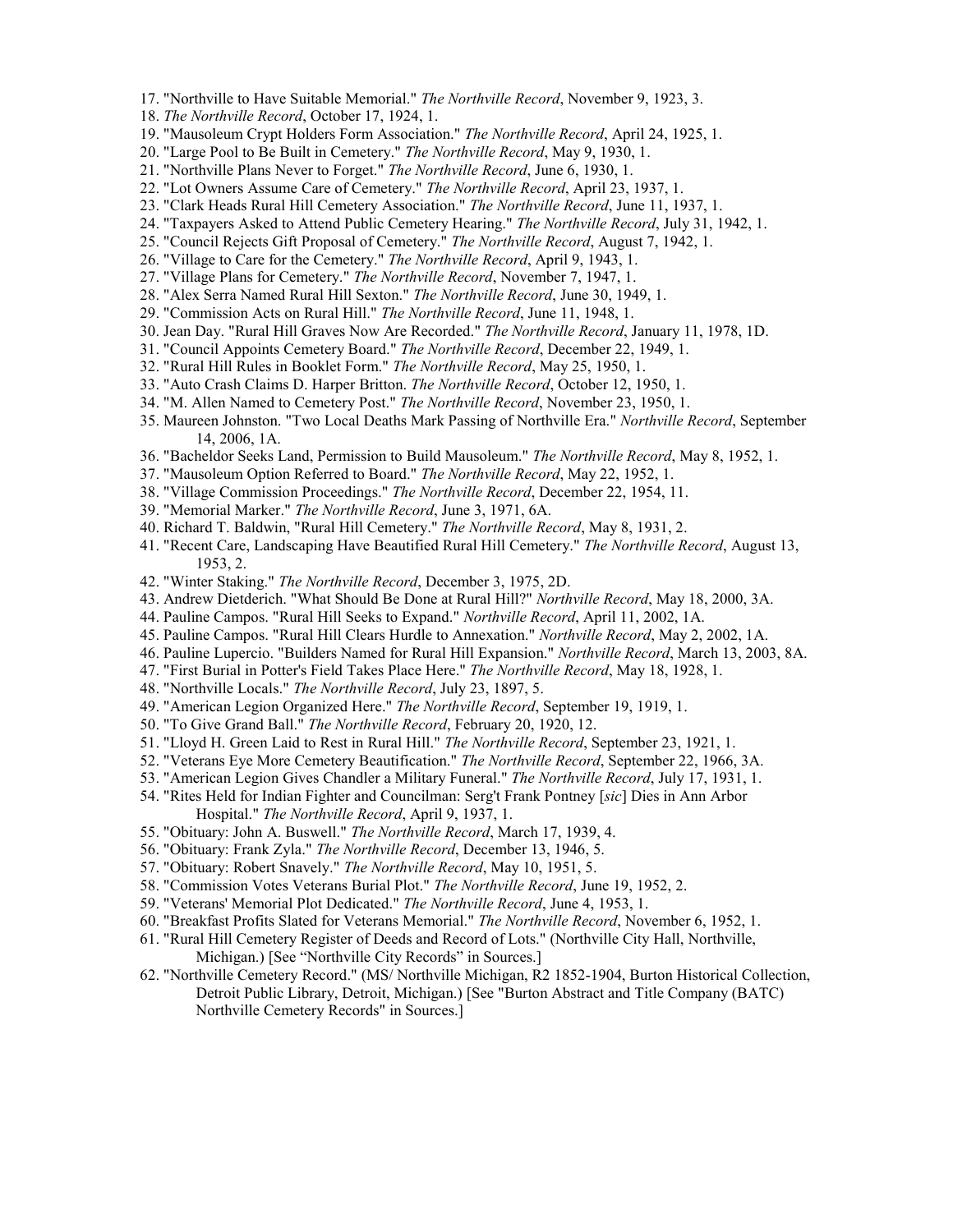17. "Northville to Have Suitable Memorial." *The Northville Record*, November 9, 1923, 3.
18. *The Northville Record*, October 17, 1924, 1.
19. "Mausoleum Crypt Holders Form Association." *The Northville Record*, April 24, 1925, 1.
20. "Large Pool to Be Built in Cemetery." *The Northville Record*, May 9, 1930, 1.
21. "Northville Plans Never to Forget." *The Northville Record*, June 6, 1930, 1.
22. "Lot Owners Assume Care of Cemetery." *The Northville Record*, April 23, 1937, 1.
23. "Clark Heads Rural Hill Cemetery Association." *The Northville Record*, June 11, 1937, 1.
24. "Taxpayers Asked to Attend Public Cemetery Hearing." *The Northville Record*, July 31, 1942, 1.
25. "Council Rejects Gift Proposal of Cemetery." *The Northville Record*, August 7, 1942, 1.
26. "Village to Care for the Cemetery." *The Northville Record*, April 9, 1943, 1.
27. "Village Plans for Cemetery." *The Northville Record*, November 7, 1947, 1.
28. "Alex Serra Named Rural Hill Sexton." *The Northville Record*, June 30, 1949, 1.
29. "Commission Acts on Rural Hill." *The Northville Record*, June 11, 1948, 1.
30. Jean Day. "Rural Hill Graves Now Are Recorded." *The Northville Record*, January 11, 1978, 1D.
31. "Council Appoints Cemetery Board." *The Northville Record*, December 22, 1949, 1.
32. "Rural Hill Rules in Booklet Form." *The Northville Record*, May 25, 1950, 1.
33. "Auto Crash Claims D. Harper Britton. *The Northville Record*, October 12, 1950, 1.
34. "M. Allen Named to Cemetery Post." *The Northville Record*, November 23, 1950, 1.
35. Maureen Johnston. "Two Local Deaths Mark Passing of Northville Era." *Northville Record*, September 14, 2006, 1A.
36. "Bacheldor Seeks Land, Permission to Build Mausoleum." *The Northville Record*, May 8, 1952, 1.
37. "Mausoleum Option Referred to Board." *The Northville Record*, May 22, 1952, 1.
38. "Village Commission Proceedings." *The Northville Record*, December 22, 1954, 11.
39. "Memorial Marker." *The Northville Record*, June 3, 1971, 6A.
40. Richard T. Baldwin, "Rural Hill Cemetery." *The Northville Record*, May 8, 1931, 2.
41. "Recent Care, Landscaping Have Beautified Rural Hill Cemetery." *The Northville Record*, August 13, 1953, 2.
42. "Winter Staking." *The Northville Record*, December 3, 1975, 2D.
43. Andrew Dietderich. "What Should Be Done at Rural Hill?" *Northville Record*, May 18, 2000, 3A.
44. Pauline Campos. "Rural Hill Seeks to Expand." *Northville Record*, April 11, 2002, 1A.
45. Pauline Campos. "Rural Hill Clears Hurdle to Annexation." *Northville Record*, May 2, 2002, 1A.
46. Pauline Lupercio. "Builders Named for Rural Hill Expansion." *Northville Record*, March 13, 2003, 8A.
47. "First Burial in Potter's Field Takes Place Here." *The Northville Record*, May 18, 1928, 1.
48. "Northville Locals." *The Northville Record*, July 23, 1897, 5.
49. "American Legion Organized Here." *The Northville Record*, September 19, 1919, 1.
50. "To Give Grand Ball." *The Northville Record*, February 20, 1920, 12.
51. "Lloyd H. Green Laid to Rest in Rural Hill." *The Northville Record*, September 23, 1921, 1.
52. "Veterans Eye More Cemetery Beautification." *The Northville Record*, September 22, 1966, 3A.
53. "American Legion Gives Chandler a Military Funeral." *The Northville Record*, July 17, 1931, 1.
54. "Rites Held for Indian Fighter and Councilman: Serg't Frank Pontney [*sic*] Dies in Ann Arbor Hospital." *The Northville Record*, April 9, 1937, 1.
55. "Obituary: John A. Buswell." *The Northville Record*, March 17, 1939, 4.
56. "Obituary: Frank Zyla." *The Northville Record*, December 13, 1946, 5.
57. "Obituary: Robert Snavely." *The Northville Record*, May 10, 1951, 5.
58. "Commission Votes Veterans Burial Plot." *The Northville Record*, June 19, 1952, 2.
59. "Veterans' Memorial Plot Dedicated." *The Northville Record*, June 4, 1953, 1.
60. "Breakfast Profits Slated for Veterans Memorial." *The Northville Record*, November 6, 1952, 1.
61. "Rural Hill Cemetery Register of Deeds and Record of Lots." (Northville City Hall, Northville, Michigan.) [See "Northville City Records" in Sources.]
62. "Northville Cemetery Record." (MS/ Northville Michigan, R2 1852-1904, Burton Historical Collection, Detroit Public Library, Detroit, Michigan.) [See "Burton Abstract and Title Company (BATC) Northville Cemetery Records" in Sources.]